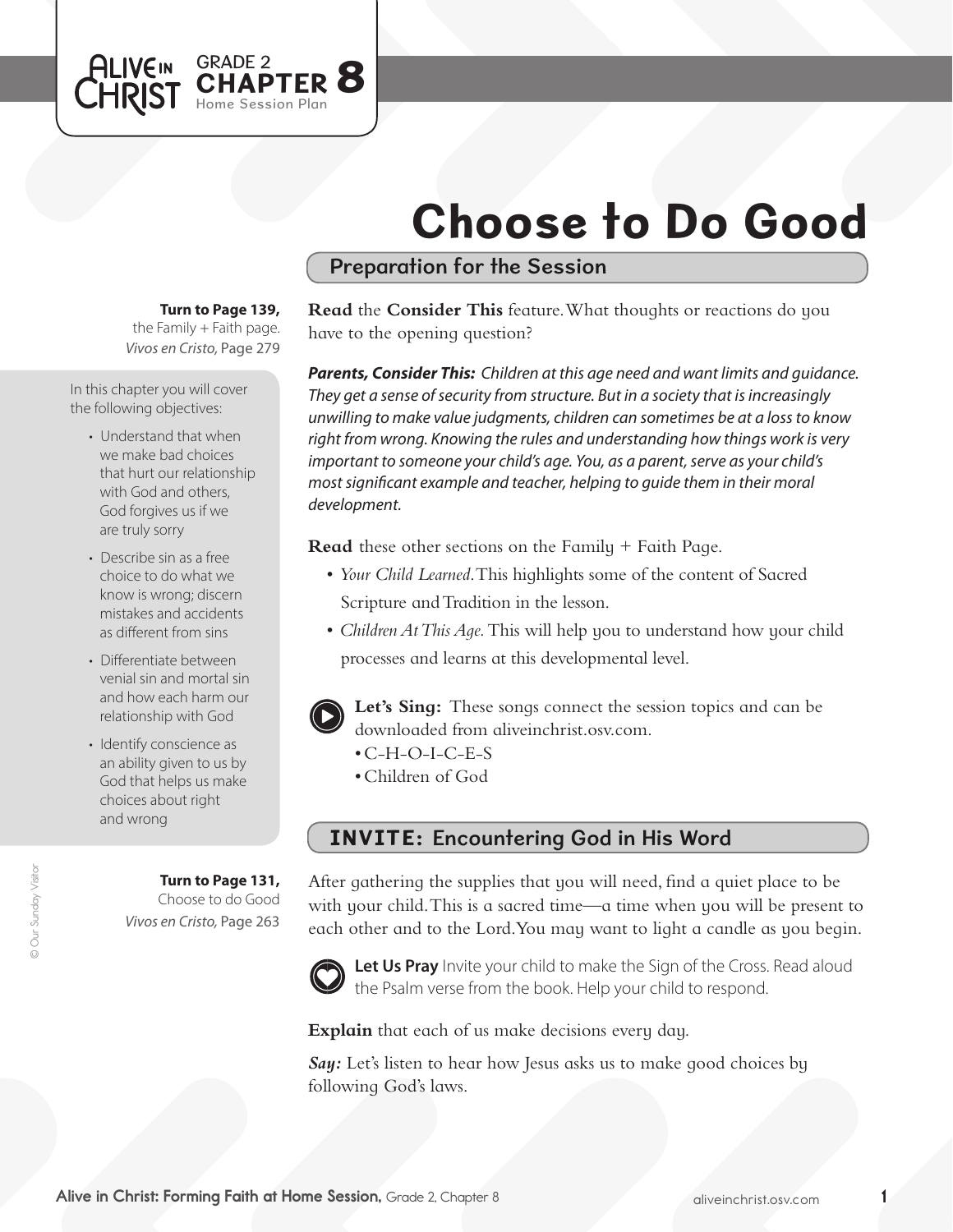ALIVE IN CHRIST GRADE 2 **CHAPTER 8** Home Session Plan

# Choose to Do Good

## Preparation for the Session

**Turn to Page 139,** the Family + Faith page.
*Vivos en Cristo,* Page 279

In this chapter you will cover the following objectives:

- Understand that when we make bad choices that hurt our relationship with God and others, God forgives us if we are truly sorry
- Describe sin as a free choice to do what we know is wrong; discern mistakes and accidents as different from sins
- Differentiate between venial sin and mortal sin and how each harm our relationship with God
- Identify conscience as an ability given to us by God that helps us make choices about right and wrong

**Turn to Page 131,** Choose to do Good
*Vivos en Cristo,* Page 263

**Read** the **Consider This** feature. What thoughts or reactions do you have to the opening question?

***Parents, Consider This:*** *Children at this age need and want limits and guidance. They get a sense of security from structure. But in a society that is increasingly unwilling to make value judgments, children can sometimes be at a loss to know right from wrong. Knowing the rules and understanding how things work is very important to someone your child's age. You, as a parent, serve as your child's most significant example and teacher, helping to guide them in their moral development.*

**Read** these other sections on the Family + Faith Page.

- *Your Child Learned.* This highlights some of the content of Sacred Scripture and Tradition in the lesson.
- *Children At This Age.* This will help you to understand how your child processes and learns at this developmental level.

**Let's Sing:** These songs connect the session topics and can be downloaded from aliveinchrist.osv.com.

- C-H-O-I-C-E-S
- Children of God

## INVITE: Encountering God in His Word

After gathering the supplies that you will need, find a quiet place to be with your child. This is a sacred time—a time when you will be present to each other and to the Lord. You may want to light a candle as you begin.

**Let Us Pray** Invite your child to make the Sign of the Cross. Read aloud the Psalm verse from the book. Help your child to respond.

**Explain** that each of us make decisions every day.

***Say:*** Let's listen to hear how Jesus asks us to make good choices by following God's laws.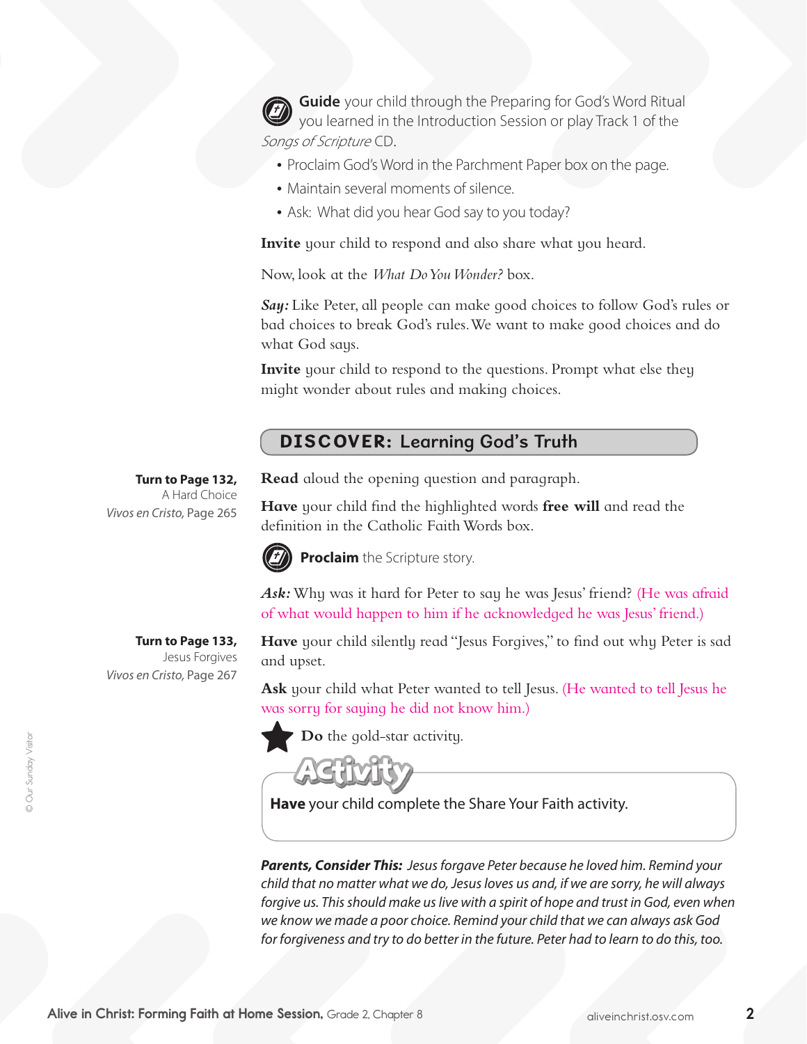**Guide** your child through the Preparing for God's Word Ritual you learned in the Introduction Session or play Track 1 of the *Songs of Scripture* CD.

- Proclaim God's Word in the Parchment Paper box on the page.
- Maintain several moments of silence.
- Ask: What did you hear God say to you today?

**Invite** your child to respond and also share what you heard.

Now, look at the *What Do You Wonder?* box.

***Say:*** Like Peter, all people can make good choices to follow God's rules or bad choices to break God's rules. We want to make good choices and do what God says.

**Invite** your child to respond to the questions. Prompt what else they might wonder about rules and making choices.

## DISCOVER: Learning God's Truth

**Turn to Page 132,**
A Hard Choice
*Vivos en Cristo,* Page 265

**Read** aloud the opening question and paragraph.

**Have** your child find the highlighted words **free will** and read the definition in the Catholic Faith Words box.

**Proclaim** the Scripture story.

***Ask:*** Why was it hard for Peter to say he was Jesus' friend? (He was afraid of what would happen to him if he acknowledged he was Jesus' friend.)

**Turn to Page 133,**
Jesus Forgives
*Vivos en Cristo,* Page 267

**Have** your child silently read "Jesus Forgives," to find out why Peter is sad and upset.

**Ask** your child what Peter wanted to tell Jesus. (He wanted to tell Jesus he was sorry for saying he did not know him.)

★ **Do** the gold-star activity.

**Activity**

**Have** your child complete the Share Your Faith activity.

***Parents, Consider This:*** *Jesus forgave Peter because he loved him. Remind your child that no matter what we do, Jesus loves us and, if we are sorry, he will always forgive us. This should make us live with a spirit of hope and trust in God, even when we know we made a poor choice. Remind your child that we can always ask God for forgiveness and try to do better in the future. Peter had to learn to do this, too.*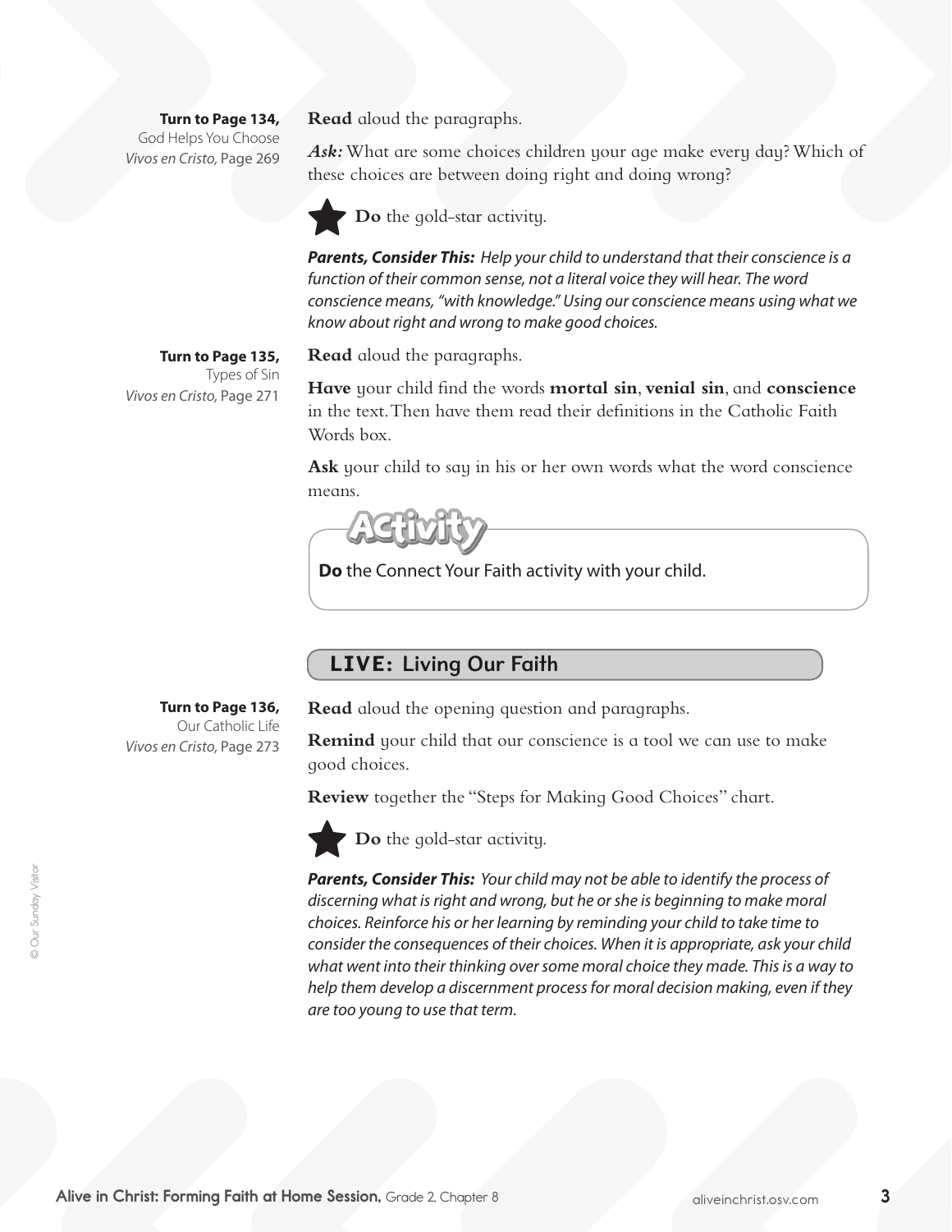**Turn to Page 134,**
God Helps You Choose
*Vivos en Cristo,* Page 269

**Read** aloud the paragraphs.

***Ask:*** What are some choices children your age make every day? Which of these choices are between doing right and doing wrong?

★ **Do** the gold-star activity.

***Parents, Consider This:*** *Help your child to understand that their conscience is a function of their common sense, not a literal voice they will hear. The word conscience means, "with knowledge." Using our conscience means using what we know about right and wrong to make good choices.*

**Turn to Page 135,**
Types of Sin
*Vivos en Cristo,* Page 271

**Read** aloud the paragraphs.

**Have** your child find the words **mortal sin**, **venial sin**, and **conscience** in the text. Then have them read their definitions in the Catholic Faith Words box.

**Ask** your child to say in his or her own words what the word conscience means.

**Activity**

**Do** the Connect Your Faith activity with your child.

## LIVE: Living Our Faith

**Turn to Page 136,**
Our Catholic Life
*Vivos en Cristo,* Page 273

**Read** aloud the opening question and paragraphs.

**Remind** your child that our conscience is a tool we can use to make good choices.

**Review** together the "Steps for Making Good Choices" chart.

★ **Do** the gold-star activity.

***Parents, Consider This:*** *Your child may not be able to identify the process of discerning what is right and wrong, but he or she is beginning to make moral choices. Reinforce his or her learning by reminding your child to take time to consider the consequences of their choices. When it is appropriate, ask your child what went into their thinking over some moral choice they made. This is a way to help them develop a discernment process for moral decision making, even if they are too young to use that term.*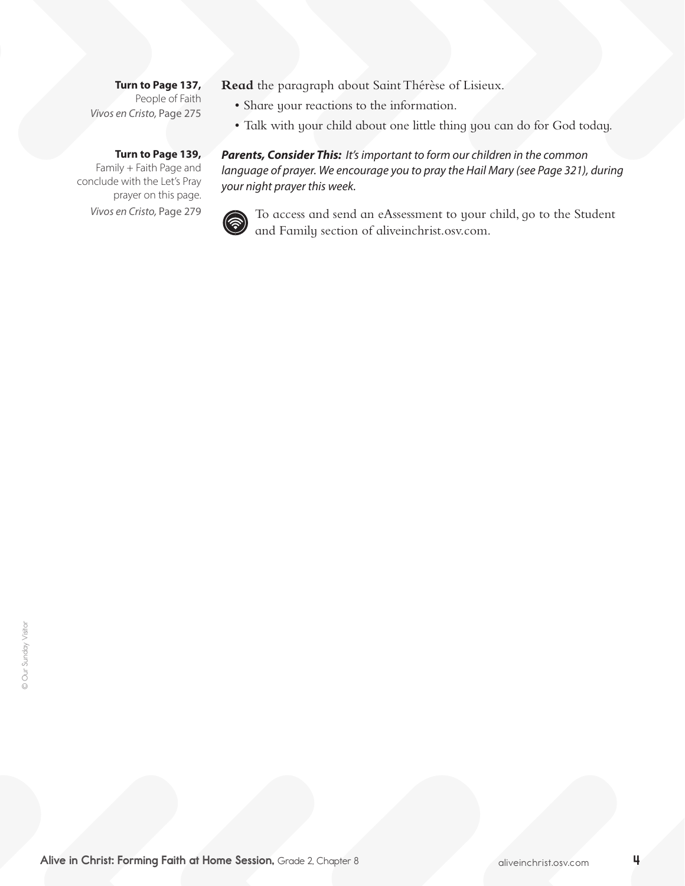**Turn to Page 137,**
People of Faith
*Vivos en Cristo,* Page 275

**Read** the paragraph about Saint Thérèse of Lisieux.

- Share your reactions to the information.
- Talk with your child about one little thing you can do for God today.

**Turn to Page 139,**
Family + Faith Page and conclude with the Let's Pray prayer on this page.
*Vivos en Cristo,* Page 279

***Parents, Consider This:*** *It's important to form our children in the common language of prayer. We encourage you to pray the Hail Mary (see Page 321), during your night prayer this week.*

To access and send an eAssessment to your child, go to the Student and Family section of aliveinchrist.osv.com.